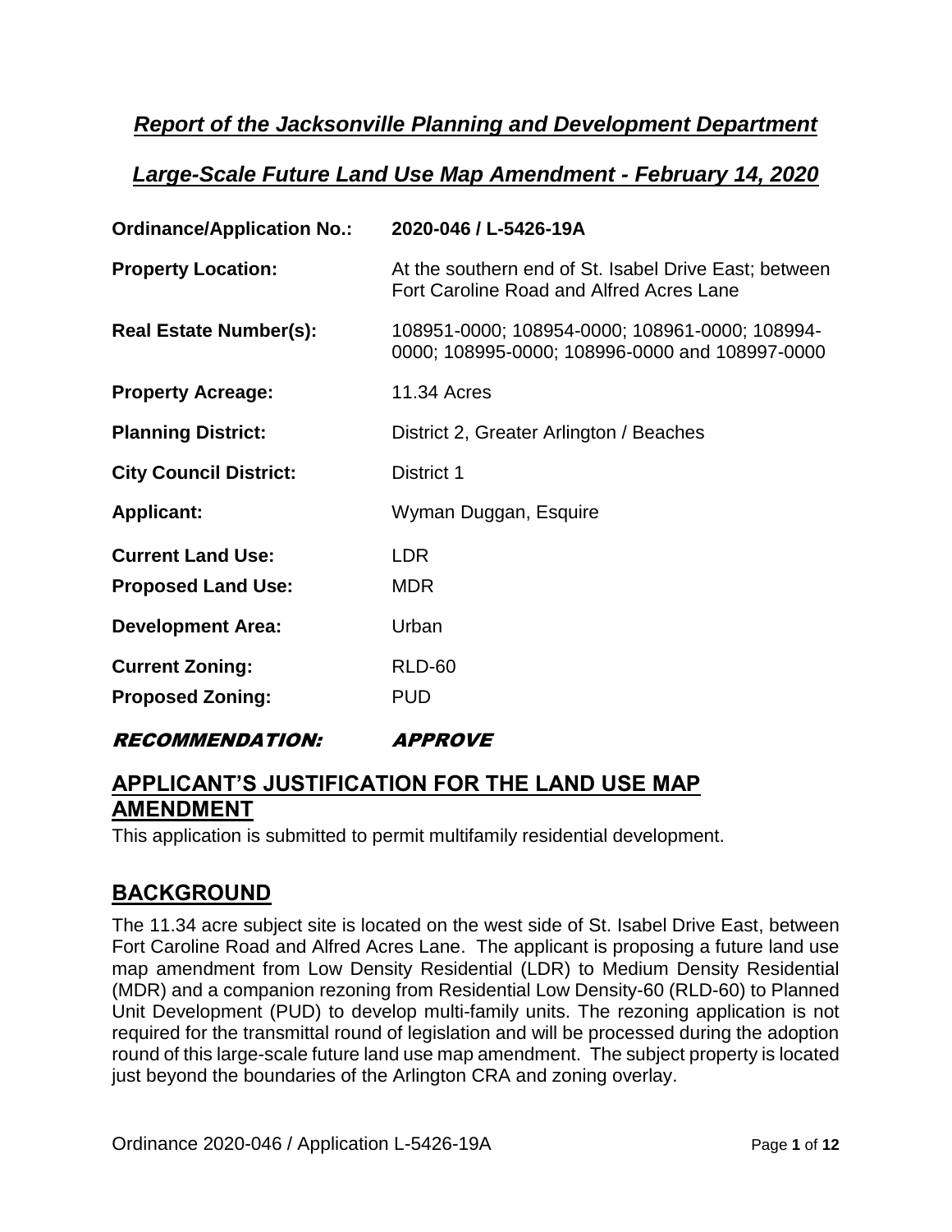## *Report of the Jacksonville Planning and Development Department*

## *Large-Scale Future Land Use Map Amendment - February 14, 2020*

| | |
|---|---|
| **Ordinance/Application No.:** | **2020-046 / L-5426-19A** |
| **Property Location:** | At the southern end of St. Isabel Drive East; between Fort Caroline Road and Alfred Acres Lane |
| **Real Estate Number(s):** | 108951-0000; 108954-0000; 108961-0000; 108994-0000; 108995-0000; 108996-0000 and 108997-0000 |
| **Property Acreage:** | 11.34 Acres |
| **Planning District:** | District 2, Greater Arlington / Beaches |
| **City Council District:** | District 1 |
| **Applicant:** | Wyman Duggan, Esquire |
| **Current Land Use:** | LDR |
| **Proposed Land Use:** | MDR |
| **Development Area:** | Urban |
| **Current Zoning:** | RLD-60 |
| **Proposed Zoning:** | PUD |

**RECOMMENDATION: APPROVE**

## APPLICANT'S JUSTIFICATION FOR THE LAND USE MAP AMENDMENT

This application is submitted to permit multifamily residential development.

## BACKGROUND

The 11.34 acre subject site is located on the west side of St. Isabel Drive East, between Fort Caroline Road and Alfred Acres Lane. The applicant is proposing a future land use map amendment from Low Density Residential (LDR) to Medium Density Residential (MDR) and a companion rezoning from Residential Low Density-60 (RLD-60) to Planned Unit Development (PUD) to develop multi-family units. The rezoning application is not required for the transmittal round of legislation and will be processed during the adoption round of this large-scale future land use map amendment. The subject property is located just beyond the boundaries of the Arlington CRA and zoning overlay.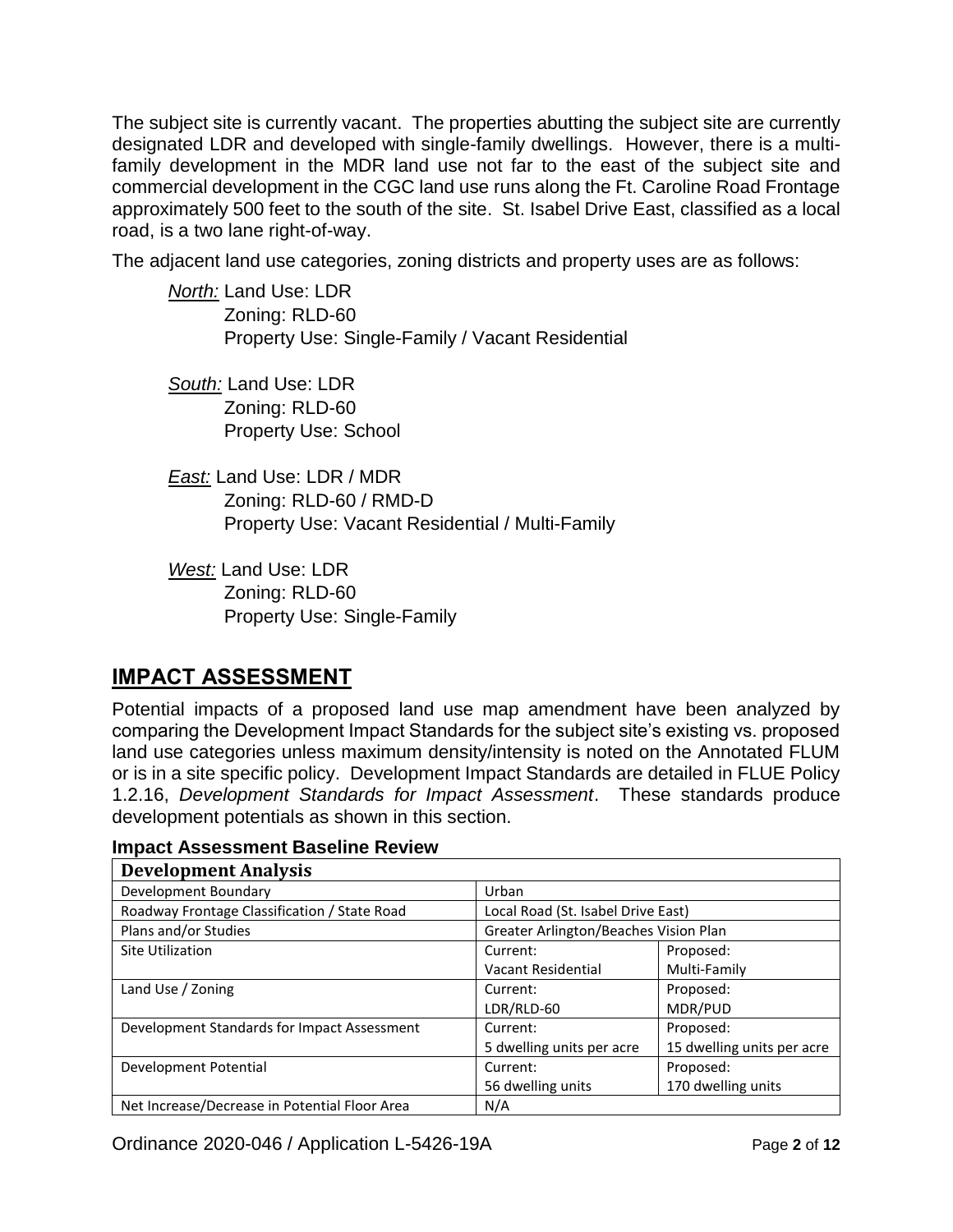The subject site is currently vacant. The properties abutting the subject site are currently designated LDR and developed with single-family dwellings. However, there is a multi-family development in the MDR land use not far to the east of the subject site and commercial development in the CGC land use runs along the Ft. Caroline Road Frontage approximately 500 feet to the south of the site. St. Isabel Drive East, classified as a local road, is a two lane right-of-way.

The adjacent land use categories, zoning districts and property uses are as follows:

*North:* Land Use: LDR
Zoning: RLD-60
Property Use: Single-Family / Vacant Residential

*South:* Land Use: LDR
Zoning: RLD-60
Property Use: School

*East:* Land Use: LDR / MDR
Zoning: RLD-60 / RMD-D
Property Use: Vacant Residential / Multi-Family

*West:* Land Use: LDR
Zoning: RLD-60
Property Use: Single-Family

## IMPACT ASSESSMENT

Potential impacts of a proposed land use map amendment have been analyzed by comparing the Development Impact Standards for the subject site's existing vs. proposed land use categories unless maximum density/intensity is noted on the Annotated FLUM or is in a site specific policy. Development Impact Standards are detailed in FLUE Policy 1.2.16, *Development Standards for Impact Assessment*. These standards produce development potentials as shown in this section.

**Impact Assessment Baseline Review**

| Development Analysis | | |
|---|---|---|
| Development Boundary | Urban | |
| Roadway Frontage Classification / State Road | Local Road (St. Isabel Drive East) | |
| Plans and/or Studies | Greater Arlington/Beaches Vision Plan | |
| Site Utilization | Current:<br>Vacant Residential | Proposed:<br>Multi-Family |
| Land Use / Zoning | Current:<br>LDR/RLD-60 | Proposed:<br>MDR/PUD |
| Development Standards for Impact Assessment | Current:<br>5 dwelling units per acre | Proposed:<br>15 dwelling units per acre |
| Development Potential | Current:<br>56 dwelling units | Proposed:<br>170 dwelling units |
| Net Increase/Decrease in Potential Floor Area | N/A | |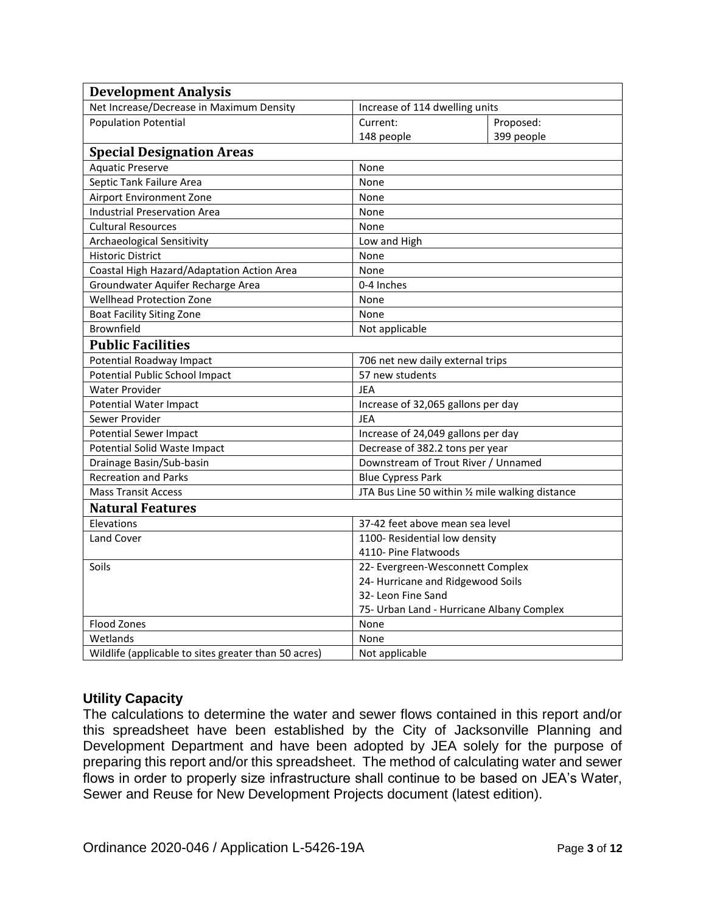| Development Analysis | | |
|---|---|---|
| Net Increase/Decrease in Maximum Density | Increase of 114 dwelling units | |
| Population Potential | Current: 148 people | Proposed: 399 people |
| **Special Designation Areas** | | |
| Aquatic Preserve | None | |
| Septic Tank Failure Area | None | |
| Airport Environment Zone | None | |
| Industrial Preservation Area | None | |
| Cultural Resources | None | |
| Archaeological Sensitivity | Low and High | |
| Historic District | None | |
| Coastal High Hazard/Adaptation Action Area | None | |
| Groundwater Aquifer Recharge Area | 0-4 Inches | |
| Wellhead Protection Zone | None | |
| Boat Facility Siting Zone | None | |
| Brownfield | Not applicable | |
| **Public Facilities** | | |
| Potential Roadway Impact | 706 net new daily external trips | |
| Potential Public School Impact | 57 new students | |
| Water Provider | JEA | |
| Potential Water Impact | Increase of 32,065 gallons per day | |
| Sewer Provider | JEA | |
| Potential Sewer Impact | Increase of 24,049 gallons per day | |
| Potential Solid Waste Impact | Decrease of 382.2 tons per year | |
| Drainage Basin/Sub-basin | Downstream of Trout River / Unnamed | |
| Recreation and Parks | Blue Cypress Park | |
| Mass Transit Access | JTA Bus Line 50 within ½ mile walking distance | |
| **Natural Features** | | |
| Elevations | 37-42 feet above mean sea level | |
| Land Cover | 1100- Residential low density<br>4110- Pine Flatwoods | |
| Soils | 22- Evergreen-Wesconnett Complex<br>24- Hurricane and Ridgewood Soils<br>32- Leon Fine Sand<br>75- Urban Land - Hurricane Albany Complex | |
| Flood Zones | None | |
| Wetlands | None | |
| Wildlife (applicable to sites greater than 50 acres) | Not applicable | |

### Utility Capacity

The calculations to determine the water and sewer flows contained in this report and/or this spreadsheet have been established by the City of Jacksonville Planning and Development Department and have been adopted by JEA solely for the purpose of preparing this report and/or this spreadsheet. The method of calculating water and sewer flows in order to properly size infrastructure shall continue to be based on JEA's Water, Sewer and Reuse for New Development Projects document (latest edition).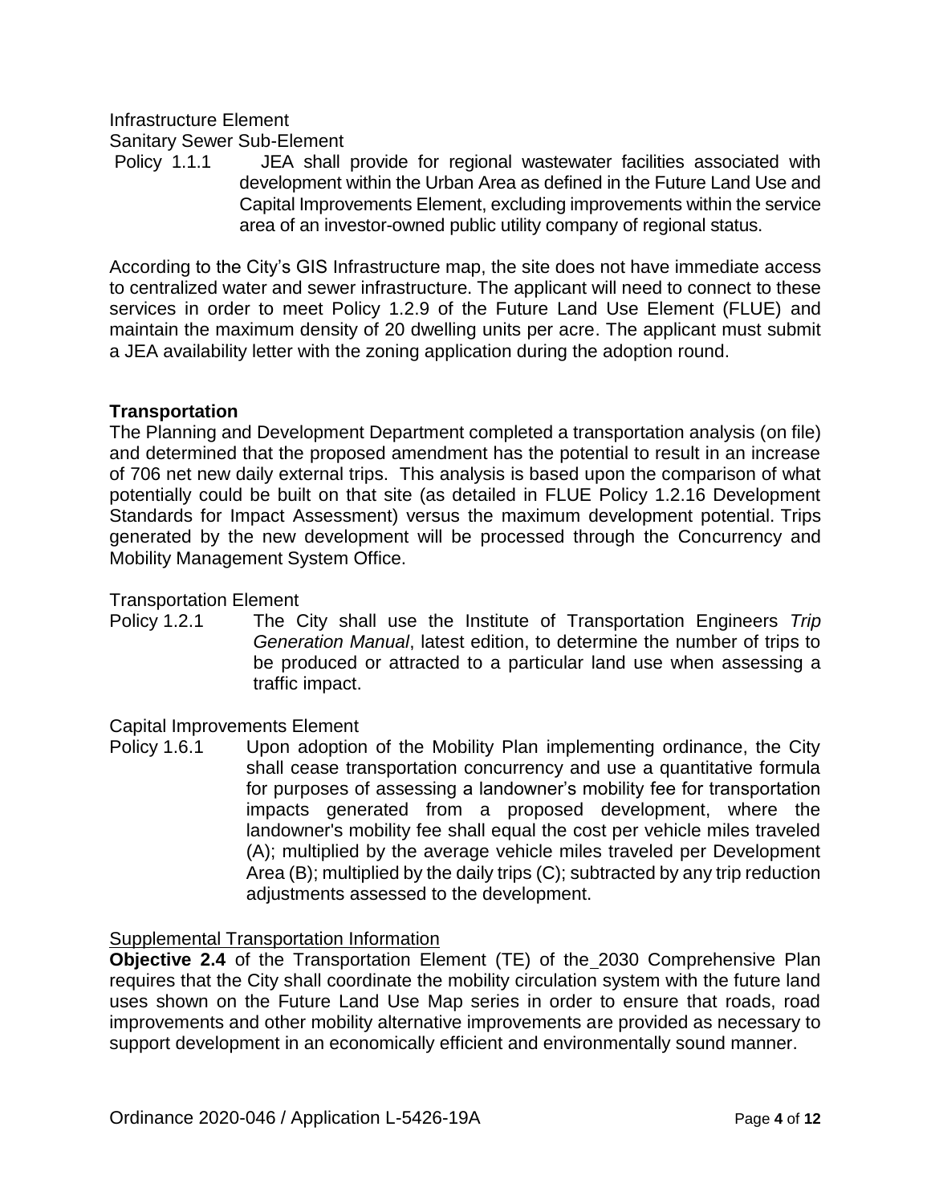Infrastructure Element

Sanitary Sewer Sub-Element

Policy 1.1.1 JEA shall provide for regional wastewater facilities associated with development within the Urban Area as defined in the Future Land Use and Capital Improvements Element, excluding improvements within the service area of an investor-owned public utility company of regional status.

According to the City's GIS Infrastructure map, the site does not have immediate access to centralized water and sewer infrastructure. The applicant will need to connect to these services in order to meet Policy 1.2.9 of the Future Land Use Element (FLUE) and maintain the maximum density of 20 dwelling units per acre. The applicant must submit a JEA availability letter with the zoning application during the adoption round.

## Transportation

The Planning and Development Department completed a transportation analysis (on file) and determined that the proposed amendment has the potential to result in an increase of 706 net new daily external trips. This analysis is based upon the comparison of what potentially could be built on that site (as detailed in FLUE Policy 1.2.16 Development Standards for Impact Assessment) versus the maximum development potential. Trips generated by the new development will be processed through the Concurrency and Mobility Management System Office.

Transportation Element

Policy 1.2.1 The City shall use the Institute of Transportation Engineers *Trip Generation Manual*, latest edition, to determine the number of trips to be produced or attracted to a particular land use when assessing a traffic impact.

Capital Improvements Element

Policy 1.6.1 Upon adoption of the Mobility Plan implementing ordinance, the City shall cease transportation concurrency and use a quantitative formula for purposes of assessing a landowner's mobility fee for transportation impacts generated from a proposed development, where the landowner's mobility fee shall equal the cost per vehicle miles traveled (A); multiplied by the average vehicle miles traveled per Development Area (B); multiplied by the daily trips (C); subtracted by any trip reduction adjustments assessed to the development.

Supplemental Transportation Information

**Objective 2.4** of the Transportation Element (TE) of the 2030 Comprehensive Plan requires that the City shall coordinate the mobility circulation system with the future land uses shown on the Future Land Use Map series in order to ensure that roads, road improvements and other mobility alternative improvements are provided as necessary to support development in an economically efficient and environmentally sound manner.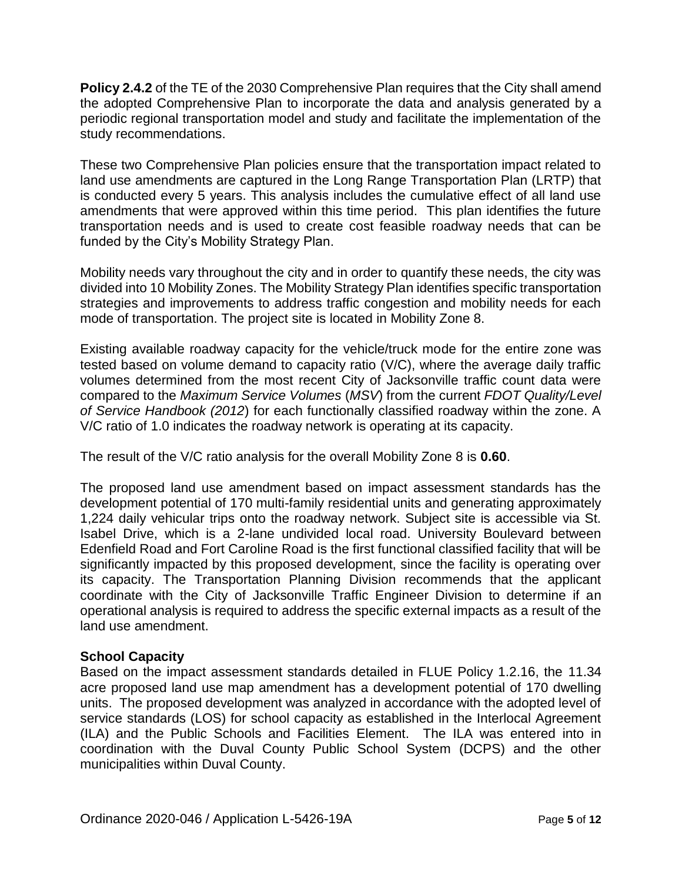**Policy 2.4.2** of the TE of the 2030 Comprehensive Plan requires that the City shall amend the adopted Comprehensive Plan to incorporate the data and analysis generated by a periodic regional transportation model and study and facilitate the implementation of the study recommendations.

These two Comprehensive Plan policies ensure that the transportation impact related to land use amendments are captured in the Long Range Transportation Plan (LRTP) that is conducted every 5 years. This analysis includes the cumulative effect of all land use amendments that were approved within this time period. This plan identifies the future transportation needs and is used to create cost feasible roadway needs that can be funded by the City's Mobility Strategy Plan.

Mobility needs vary throughout the city and in order to quantify these needs, the city was divided into 10 Mobility Zones. The Mobility Strategy Plan identifies specific transportation strategies and improvements to address traffic congestion and mobility needs for each mode of transportation. The project site is located in Mobility Zone 8.

Existing available roadway capacity for the vehicle/truck mode for the entire zone was tested based on volume demand to capacity ratio (V/C), where the average daily traffic volumes determined from the most recent City of Jacksonville traffic count data were compared to the *Maximum Service Volumes* (*MSV*) from the current *FDOT Quality/Level of Service Handbook (2012*) for each functionally classified roadway within the zone. A V/C ratio of 1.0 indicates the roadway network is operating at its capacity.

The result of the V/C ratio analysis for the overall Mobility Zone 8 is **0.60**.

The proposed land use amendment based on impact assessment standards has the development potential of 170 multi-family residential units and generating approximately 1,224 daily vehicular trips onto the roadway network. Subject site is accessible via St. Isabel Drive, which is a 2-lane undivided local road. University Boulevard between Edenfield Road and Fort Caroline Road is the first functional classified facility that will be significantly impacted by this proposed development, since the facility is operating over its capacity. The Transportation Planning Division recommends that the applicant coordinate with the City of Jacksonville Traffic Engineer Division to determine if an operational analysis is required to address the specific external impacts as a result of the land use amendment.

**School Capacity**

Based on the impact assessment standards detailed in FLUE Policy 1.2.16, the 11.34 acre proposed land use map amendment has a development potential of 170 dwelling units. The proposed development was analyzed in accordance with the adopted level of service standards (LOS) for school capacity as established in the Interlocal Agreement (ILA) and the Public Schools and Facilities Element. The ILA was entered into in coordination with the Duval County Public School System (DCPS) and the other municipalities within Duval County.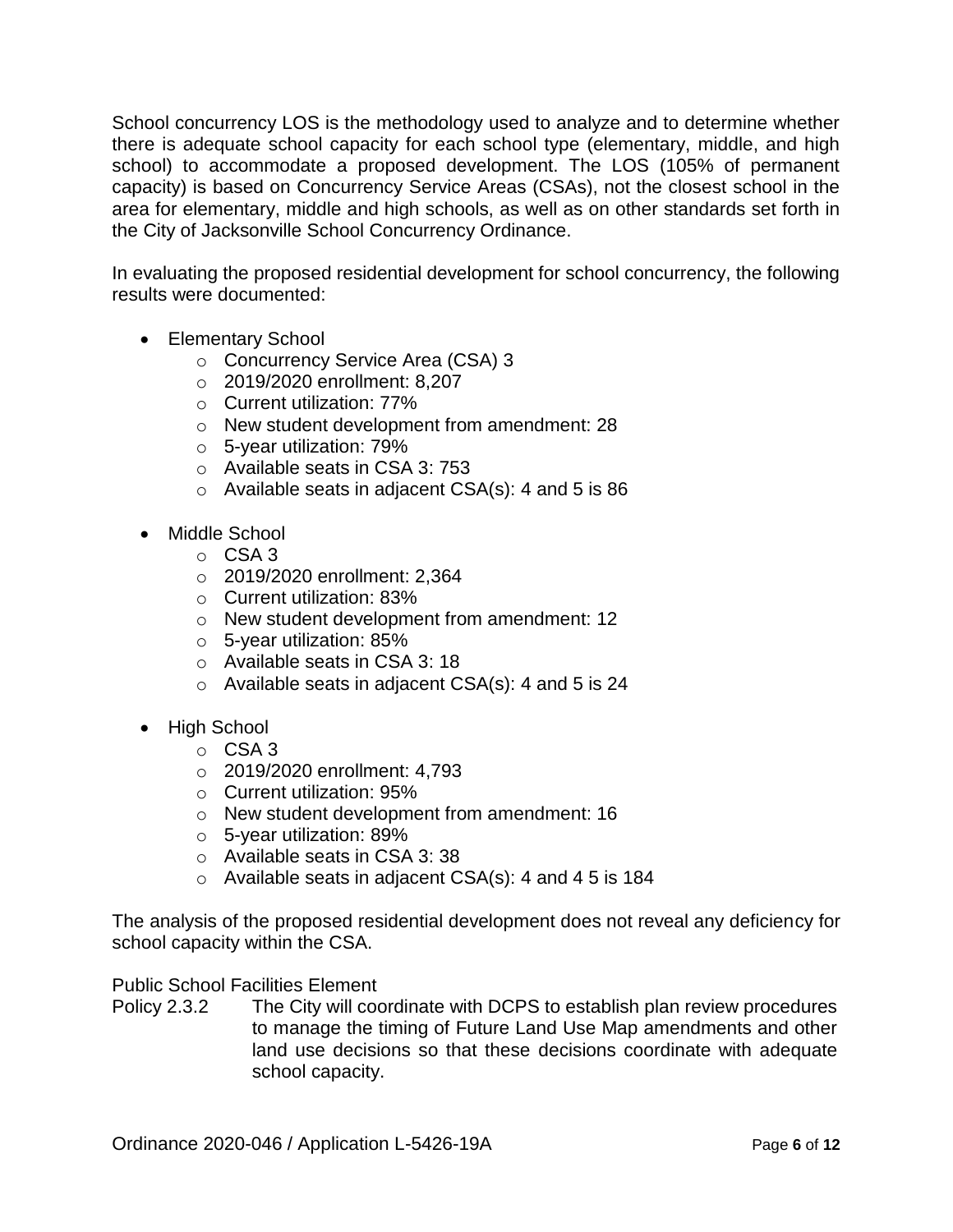School concurrency LOS is the methodology used to analyze and to determine whether there is adequate school capacity for each school type (elementary, middle, and high school) to accommodate a proposed development. The LOS (105% of permanent capacity) is based on Concurrency Service Areas (CSAs), not the closest school in the area for elementary, middle and high schools, as well as on other standards set forth in the City of Jacksonville School Concurrency Ordinance.

In evaluating the proposed residential development for school concurrency, the following results were documented:

- Elementary School
  - Concurrency Service Area (CSA) 3
  - 2019/2020 enrollment: 8,207
  - Current utilization: 77%
  - New student development from amendment: 28
  - 5-year utilization: 79%
  - Available seats in CSA 3: 753
  - Available seats in adjacent CSA(s): 4 and 5 is 86

- Middle School
  - CSA 3
  - 2019/2020 enrollment: 2,364
  - Current utilization: 83%
  - New student development from amendment: 12
  - 5-year utilization: 85%
  - Available seats in CSA 3: 18
  - Available seats in adjacent CSA(s): 4 and 5 is 24

- High School
  - CSA 3
  - 2019/2020 enrollment: 4,793
  - Current utilization: 95%
  - New student development from amendment: 16
  - 5-year utilization: 89%
  - Available seats in CSA 3: 38
  - Available seats in adjacent CSA(s): 4 and 4 5 is 184

The analysis of the proposed residential development does not reveal any deficiency for school capacity within the CSA.

Public School Facilities Element

Policy 2.3.2 The City will coordinate with DCPS to establish plan review procedures to manage the timing of Future Land Use Map amendments and other land use decisions so that these decisions coordinate with adequate school capacity.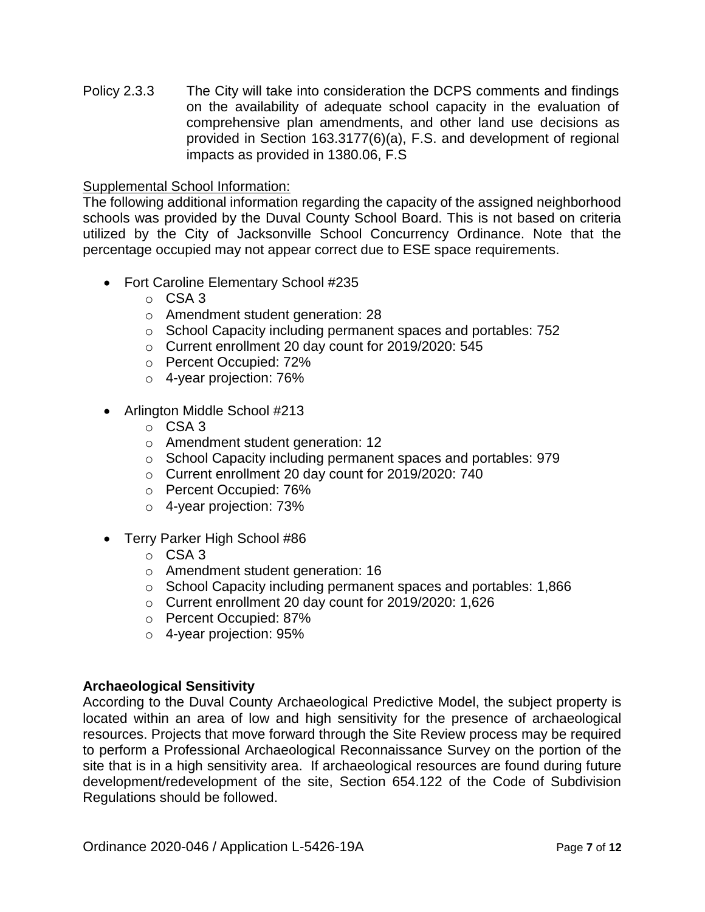Policy 2.3.3 The City will take into consideration the DCPS comments and findings on the availability of adequate school capacity in the evaluation of comprehensive plan amendments, and other land use decisions as provided in Section 163.3177(6)(a), F.S. and development of regional impacts as provided in 1380.06, F.S

<u>Supplemental School Information:</u>

The following additional information regarding the capacity of the assigned neighborhood schools was provided by the Duval County School Board. This is not based on criteria utilized by the City of Jacksonville School Concurrency Ordinance. Note that the percentage occupied may not appear correct due to ESE space requirements.

- Fort Caroline Elementary School #235
  - CSA 3
  - Amendment student generation: 28
  - School Capacity including permanent spaces and portables: 752
  - Current enrollment 20 day count for 2019/2020: 545
  - Percent Occupied: 72%
  - 4-year projection: 76%
- Arlington Middle School #213
  - CSA 3
  - Amendment student generation: 12
  - School Capacity including permanent spaces and portables: 979
  - Current enrollment 20 day count for 2019/2020: 740
  - Percent Occupied: 76%
  - 4-year projection: 73%
- Terry Parker High School #86
  - CSA 3
  - Amendment student generation: 16
  - School Capacity including permanent spaces and portables: 1,866
  - Current enrollment 20 day count for 2019/2020: 1,626
  - Percent Occupied: 87%
  - 4-year projection: 95%

**Archaeological Sensitivity**

According to the Duval County Archaeological Predictive Model, the subject property is located within an area of low and high sensitivity for the presence of archaeological resources. Projects that move forward through the Site Review process may be required to perform a Professional Archaeological Reconnaissance Survey on the portion of the site that is in a high sensitivity area. If archaeological resources are found during future development/redevelopment of the site, Section 654.122 of the Code of Subdivision Regulations should be followed.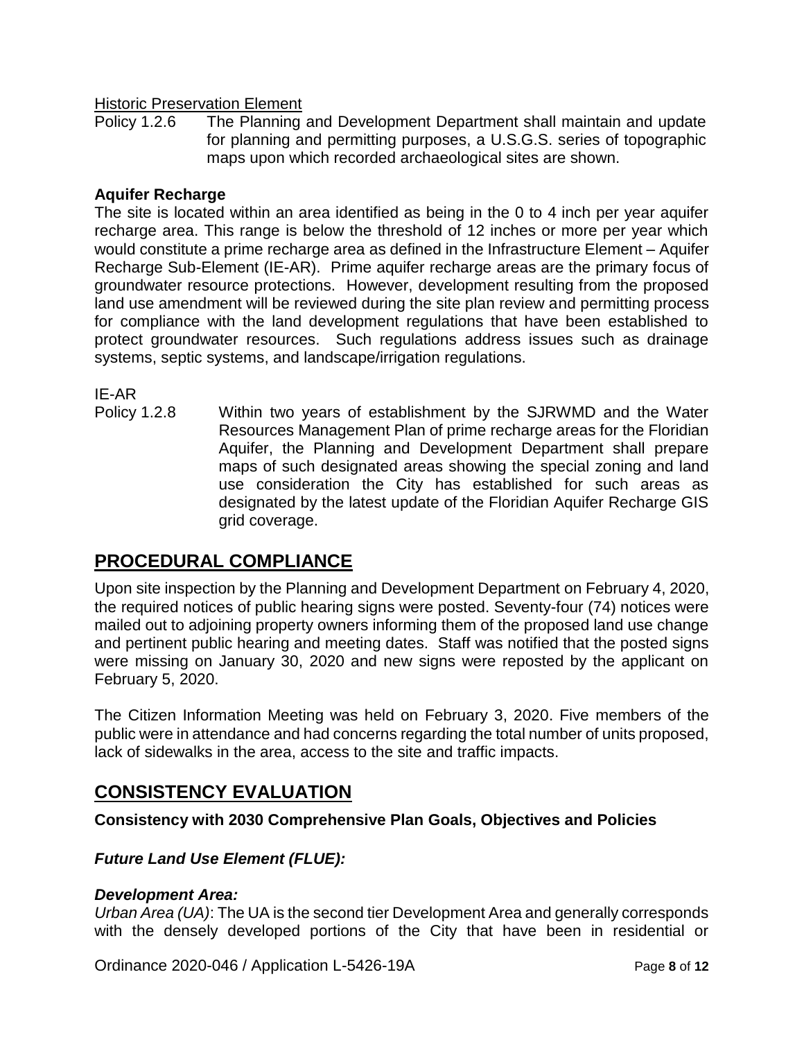Historic Preservation Element

Policy 1.2.6 The Planning and Development Department shall maintain and update for planning and permitting purposes, a U.S.G.S. series of topographic maps upon which recorded archaeological sites are shown.

**Aquifer Recharge**

The site is located within an area identified as being in the 0 to 4 inch per year aquifer recharge area. This range is below the threshold of 12 inches or more per year which would constitute a prime recharge area as defined in the Infrastructure Element – Aquifer Recharge Sub-Element (IE-AR). Prime aquifer recharge areas are the primary focus of groundwater resource protections. However, development resulting from the proposed land use amendment will be reviewed during the site plan review and permitting process for compliance with the land development regulations that have been established to protect groundwater resources. Such regulations address issues such as drainage systems, septic systems, and landscape/irrigation regulations.

IE-AR

Policy 1.2.8 Within two years of establishment by the SJRWMD and the Water Resources Management Plan of prime recharge areas for the Floridian Aquifer, the Planning and Development Department shall prepare maps of such designated areas showing the special zoning and land use consideration the City has established for such areas as designated by the latest update of the Floridian Aquifer Recharge GIS grid coverage.

## PROCEDURAL COMPLIANCE

Upon site inspection by the Planning and Development Department on February 4, 2020, the required notices of public hearing signs were posted. Seventy-four (74) notices were mailed out to adjoining property owners informing them of the proposed land use change and pertinent public hearing and meeting dates. Staff was notified that the posted signs were missing on January 30, 2020 and new signs were reposted by the applicant on February 5, 2020.

The Citizen Information Meeting was held on February 3, 2020. Five members of the public were in attendance and had concerns regarding the total number of units proposed, lack of sidewalks in the area, access to the site and traffic impacts.

## CONSISTENCY EVALUATION

**Consistency with 2030 Comprehensive Plan Goals, Objectives and Policies**

***Future Land Use Element (FLUE):***

***Development Area:***

*Urban Area (UA)*: The UA is the second tier Development Area and generally corresponds with the densely developed portions of the City that have been in residential or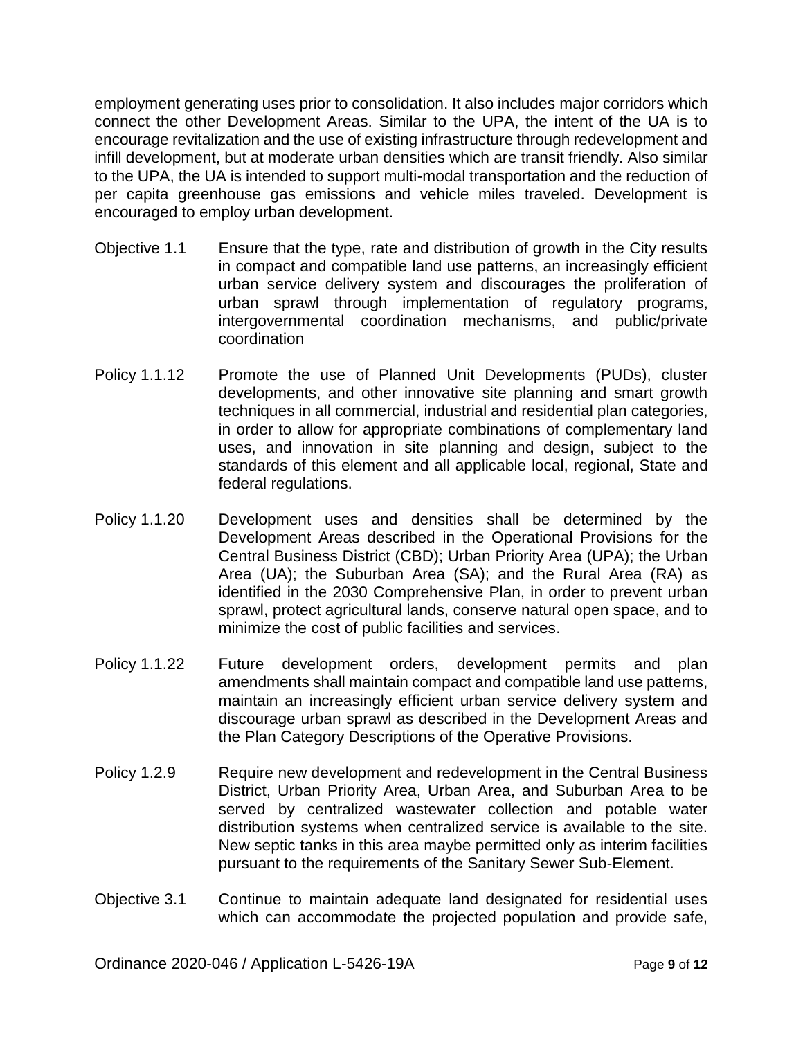employment generating uses prior to consolidation. It also includes major corridors which connect the other Development Areas. Similar to the UPA, the intent of the UA is to encourage revitalization and the use of existing infrastructure through redevelopment and infill development, but at moderate urban densities which are transit friendly. Also similar to the UPA, the UA is intended to support multi-modal transportation and the reduction of per capita greenhouse gas emissions and vehicle miles traveled. Development is encouraged to employ urban development.

Objective 1.1 Ensure that the type, rate and distribution of growth in the City results in compact and compatible land use patterns, an increasingly efficient urban service delivery system and discourages the proliferation of urban sprawl through implementation of regulatory programs, intergovernmental coordination mechanisms, and public/private coordination

Policy 1.1.12 Promote the use of Planned Unit Developments (PUDs), cluster developments, and other innovative site planning and smart growth techniques in all commercial, industrial and residential plan categories, in order to allow for appropriate combinations of complementary land uses, and innovation in site planning and design, subject to the standards of this element and all applicable local, regional, State and federal regulations.

Policy 1.1.20 Development uses and densities shall be determined by the Development Areas described in the Operational Provisions for the Central Business District (CBD); Urban Priority Area (UPA); the Urban Area (UA); the Suburban Area (SA); and the Rural Area (RA) as identified in the 2030 Comprehensive Plan, in order to prevent urban sprawl, protect agricultural lands, conserve natural open space, and to minimize the cost of public facilities and services.

Policy 1.1.22 Future development orders, development permits and plan amendments shall maintain compact and compatible land use patterns, maintain an increasingly efficient urban service delivery system and discourage urban sprawl as described in the Development Areas and the Plan Category Descriptions of the Operative Provisions.

Policy 1.2.9 Require new development and redevelopment in the Central Business District, Urban Priority Area, Urban Area, and Suburban Area to be served by centralized wastewater collection and potable water distribution systems when centralized service is available to the site. New septic tanks in this area maybe permitted only as interim facilities pursuant to the requirements of the Sanitary Sewer Sub-Element.

Objective 3.1 Continue to maintain adequate land designated for residential uses which can accommodate the projected population and provide safe,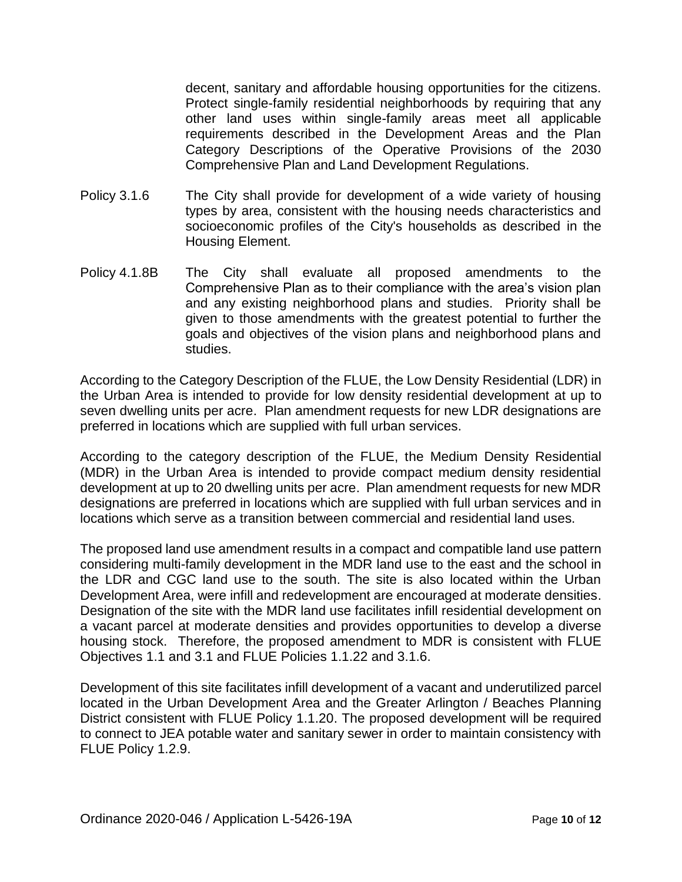decent, sanitary and affordable housing opportunities for the citizens. Protect single-family residential neighborhoods by requiring that any other land uses within single-family areas meet all applicable requirements described in the Development Areas and the Plan Category Descriptions of the Operative Provisions of the 2030 Comprehensive Plan and Land Development Regulations.

Policy 3.1.6 The City shall provide for development of a wide variety of housing types by area, consistent with the housing needs characteristics and socioeconomic profiles of the City's households as described in the Housing Element.

Policy 4.1.8B The City shall evaluate all proposed amendments to the Comprehensive Plan as to their compliance with the area's vision plan and any existing neighborhood plans and studies. Priority shall be given to those amendments with the greatest potential to further the goals and objectives of the vision plans and neighborhood plans and studies.

According to the Category Description of the FLUE, the Low Density Residential (LDR) in the Urban Area is intended to provide for low density residential development at up to seven dwelling units per acre. Plan amendment requests for new LDR designations are preferred in locations which are supplied with full urban services.

According to the category description of the FLUE, the Medium Density Residential (MDR) in the Urban Area is intended to provide compact medium density residential development at up to 20 dwelling units per acre. Plan amendment requests for new MDR designations are preferred in locations which are supplied with full urban services and in locations which serve as a transition between commercial and residential land uses.

The proposed land use amendment results in a compact and compatible land use pattern considering multi-family development in the MDR land use to the east and the school in the LDR and CGC land use to the south. The site is also located within the Urban Development Area, were infill and redevelopment are encouraged at moderate densities. Designation of the site with the MDR land use facilitates infill residential development on a vacant parcel at moderate densities and provides opportunities to develop a diverse housing stock. Therefore, the proposed amendment to MDR is consistent with FLUE Objectives 1.1 and 3.1 and FLUE Policies 1.1.22 and 3.1.6.

Development of this site facilitates infill development of a vacant and underutilized parcel located in the Urban Development Area and the Greater Arlington / Beaches Planning District consistent with FLUE Policy 1.1.20. The proposed development will be required to connect to JEA potable water and sanitary sewer in order to maintain consistency with FLUE Policy 1.2.9.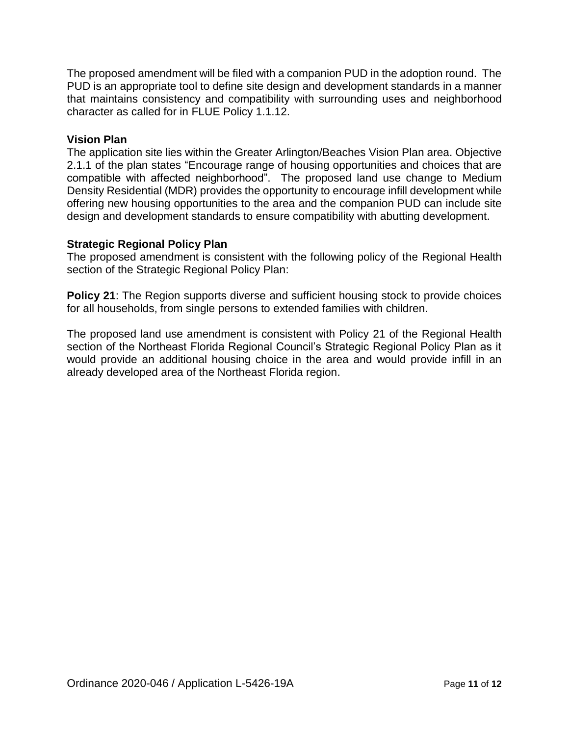The proposed amendment will be filed with a companion PUD in the adoption round. The PUD is an appropriate tool to define site design and development standards in a manner that maintains consistency and compatibility with surrounding uses and neighborhood character as called for in FLUE Policy 1.1.12.

**Vision Plan**

The application site lies within the Greater Arlington/Beaches Vision Plan area. Objective 2.1.1 of the plan states “Encourage range of housing opportunities and choices that are compatible with affected neighborhood”. The proposed land use change to Medium Density Residential (MDR) provides the opportunity to encourage infill development while offering new housing opportunities to the area and the companion PUD can include site design and development standards to ensure compatibility with abutting development.

**Strategic Regional Policy Plan**

The proposed amendment is consistent with the following policy of the Regional Health section of the Strategic Regional Policy Plan:

**Policy 21**: The Region supports diverse and sufficient housing stock to provide choices for all households, from single persons to extended families with children.

The proposed land use amendment is consistent with Policy 21 of the Regional Health section of the Northeast Florida Regional Council’s Strategic Regional Policy Plan as it would provide an additional housing choice in the area and would provide infill in an already developed area of the Northeast Florida region.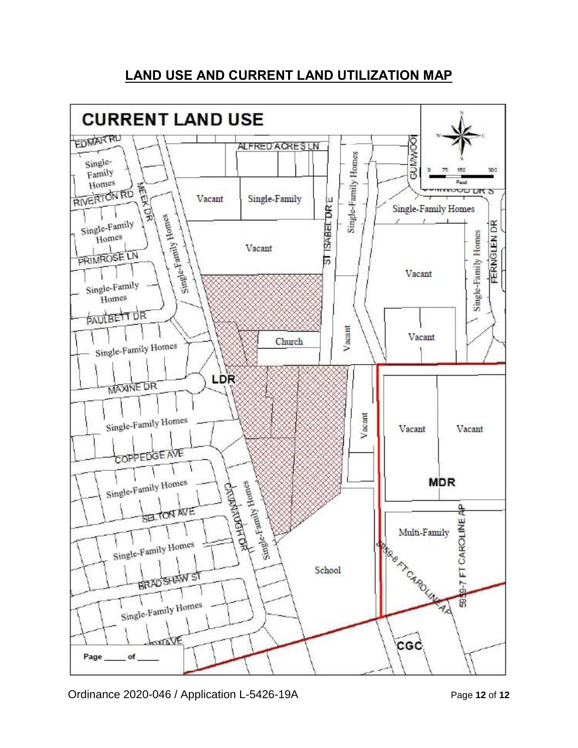## LAND USE AND CURRENT LAND UTILIZATION MAP

CURRENT LAND USE

EDMAR RD

ALFRED ACRES LN

GUMWOOD

GUMWOOD DR S

Single-Family Homes

RIVERTON RD

MEEK DR

Vacant

Single-Family

ST ISABEL DR E

Single-Family Homes

Single-Family Homes

Single-Family Homes

Single-Family Homes

FERNGLEN DR

PRIMROSE LN

Vacant

Vacant

Single-Family Homes

PAULBETT DR

Church

Vacant

Vacant

Single-Family Homes

LDR

MAXINE DR

Vacant

Vacant

Vacant

Single-Family Homes

COPPEDGE AVE

MDR

Single-Family Homes

CAVANAUGH DR

Single-Family Homes

SELTON AVE

Multi-Family

5959-7 FT CAROLINE AP

5959-8 FT CAROLINE AP

Single-Family Homes

School

BRADSHAW ST

Single-Family Homes

CGC

0 75 150 300

Feet

Page _____ of _____

Ordinance 2020-046 / Application L-5426-19A